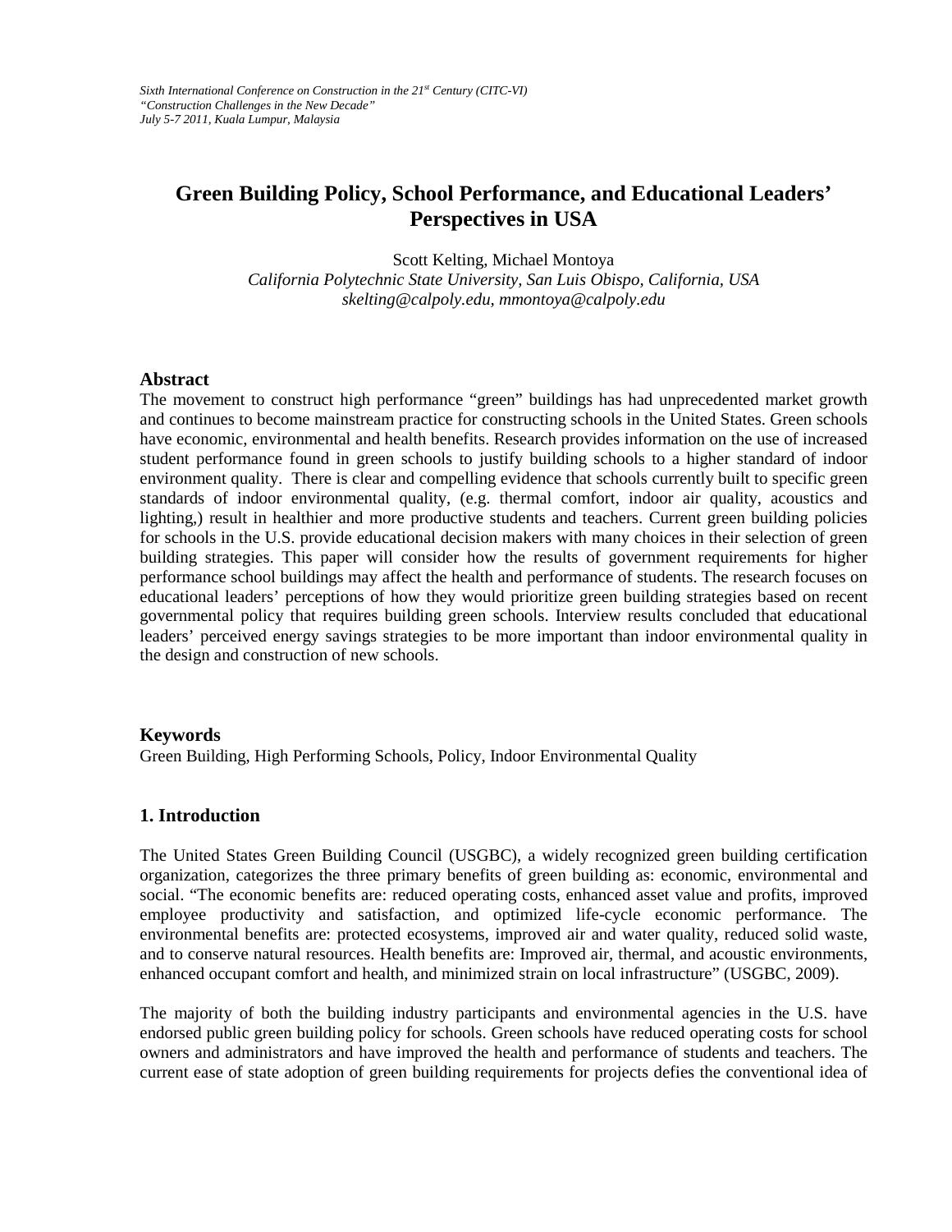*Sixth International Conference on Construction in the 21st Century (CITC-VI)*
*"Construction Challenges in the New Decade"*
*July 5-7 2011, Kuala Lumpur, Malaysia*

# Green Building Policy, School Performance, and Educational Leaders' Perspectives in USA

Scott Kelting, Michael Montoya
*California Polytechnic State University, San Luis Obispo, California, USA*
*skelting@calpoly.edu, mmontoya@calpoly.edu*

## Abstract

The movement to construct high performance "green" buildings has had unprecedented market growth and continues to become mainstream practice for constructing schools in the United States. Green schools have economic, environmental and health benefits. Research provides information on the use of increased student performance found in green schools to justify building schools to a higher standard of indoor environment quality. There is clear and compelling evidence that schools currently built to specific green standards of indoor environmental quality, (e.g. thermal comfort, indoor air quality, acoustics and lighting,) result in healthier and more productive students and teachers. Current green building policies for schools in the U.S. provide educational decision makers with many choices in their selection of green building strategies. This paper will consider how the results of government requirements for higher performance school buildings may affect the health and performance of students. The research focuses on educational leaders' perceptions of how they would prioritize green building strategies based on recent governmental policy that requires building green schools. Interview results concluded that educational leaders' perceived energy savings strategies to be more important than indoor environmental quality in the design and construction of new schools.

## Keywords

Green Building, High Performing Schools, Policy, Indoor Environmental Quality

## 1. Introduction

The United States Green Building Council (USGBC), a widely recognized green building certification organization, categorizes the three primary benefits of green building as: economic, environmental and social. "The economic benefits are: reduced operating costs, enhanced asset value and profits, improved employee productivity and satisfaction, and optimized life-cycle economic performance. The environmental benefits are: protected ecosystems, improved air and water quality, reduced solid waste, and to conserve natural resources. Health benefits are: Improved air, thermal, and acoustic environments, enhanced occupant comfort and health, and minimized strain on local infrastructure" (USGBC, 2009).

The majority of both the building industry participants and environmental agencies in the U.S. have endorsed public green building policy for schools. Green schools have reduced operating costs for school owners and administrators and have improved the health and performance of students and teachers. The current ease of state adoption of green building requirements for projects defies the conventional idea of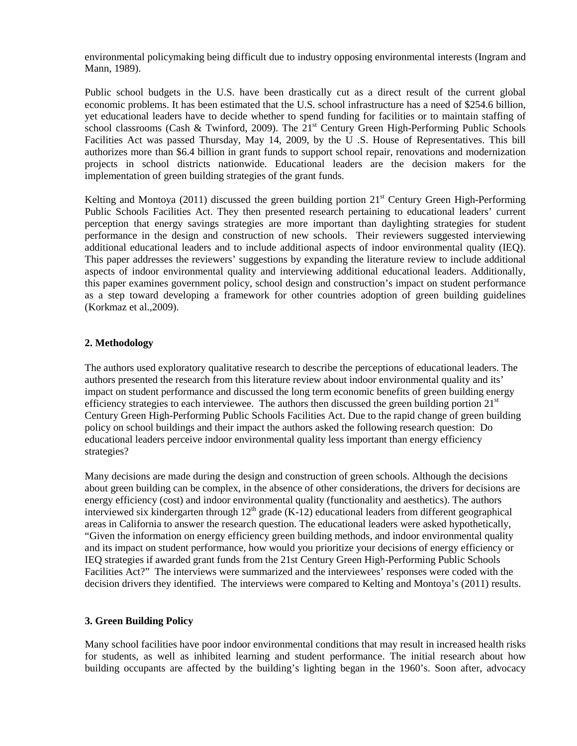environmental policymaking being difficult due to industry opposing environmental interests (Ingram and Mann, 1989).

Public school budgets in the U.S. have been drastically cut as a direct result of the current global economic problems. It has been estimated that the U.S. school infrastructure has a need of $254.6 billion, yet educational leaders have to decide whether to spend funding for facilities or to maintain staffing of school classrooms (Cash & Twinford, 2009). The 21st Century Green High-Performing Public Schools Facilities Act was passed Thursday, May 14, 2009, by the U .S. House of Representatives. This bill authorizes more than $6.4 billion in grant funds to support school repair, renovations and modernization projects in school districts nationwide. Educational leaders are the decision makers for the implementation of green building strategies of the grant funds.

Kelting and Montoya (2011) discussed the green building portion 21st Century Green High-Performing Public Schools Facilities Act. They then presented research pertaining to educational leaders' current perception that energy savings strategies are more important than daylighting strategies for student performance in the design and construction of new schools. Their reviewers suggested interviewing additional educational leaders and to include additional aspects of indoor environmental quality (IEQ). This paper addresses the reviewers' suggestions by expanding the literature review to include additional aspects of indoor environmental quality and interviewing additional educational leaders. Additionally, this paper examines government policy, school design and construction's impact on student performance as a step toward developing a framework for other countries adoption of green building guidelines (Korkmaz et al.,2009).

## 2. Methodology

The authors used exploratory qualitative research to describe the perceptions of educational leaders. The authors presented the research from this literature review about indoor environmental quality and its' impact on student performance and discussed the long term economic benefits of green building energy efficiency strategies to each interviewee. The authors then discussed the green building portion 21st Century Green High-Performing Public Schools Facilities Act. Due to the rapid change of green building policy on school buildings and their impact the authors asked the following research question: Do educational leaders perceive indoor environmental quality less important than energy efficiency strategies?

Many decisions are made during the design and construction of green schools. Although the decisions about green building can be complex, in the absence of other considerations, the drivers for decisions are energy efficiency (cost) and indoor environmental quality (functionality and aesthetics). The authors interviewed six kindergarten through 12th grade (K-12) educational leaders from different geographical areas in California to answer the research question. The educational leaders were asked hypothetically, "Given the information on energy efficiency green building methods, and indoor environmental quality and its impact on student performance, how would you prioritize your decisions of energy efficiency or IEQ strategies if awarded grant funds from the 21st Century Green High-Performing Public Schools Facilities Act?" The interviews were summarized and the interviewees' responses were coded with the decision drivers they identified. The interviews were compared to Kelting and Montoya's (2011) results.

## 3. Green Building Policy

Many school facilities have poor indoor environmental conditions that may result in increased health risks for students, as well as inhibited learning and student performance. The initial research about how building occupants are affected by the building's lighting began in the 1960's. Soon after, advocacy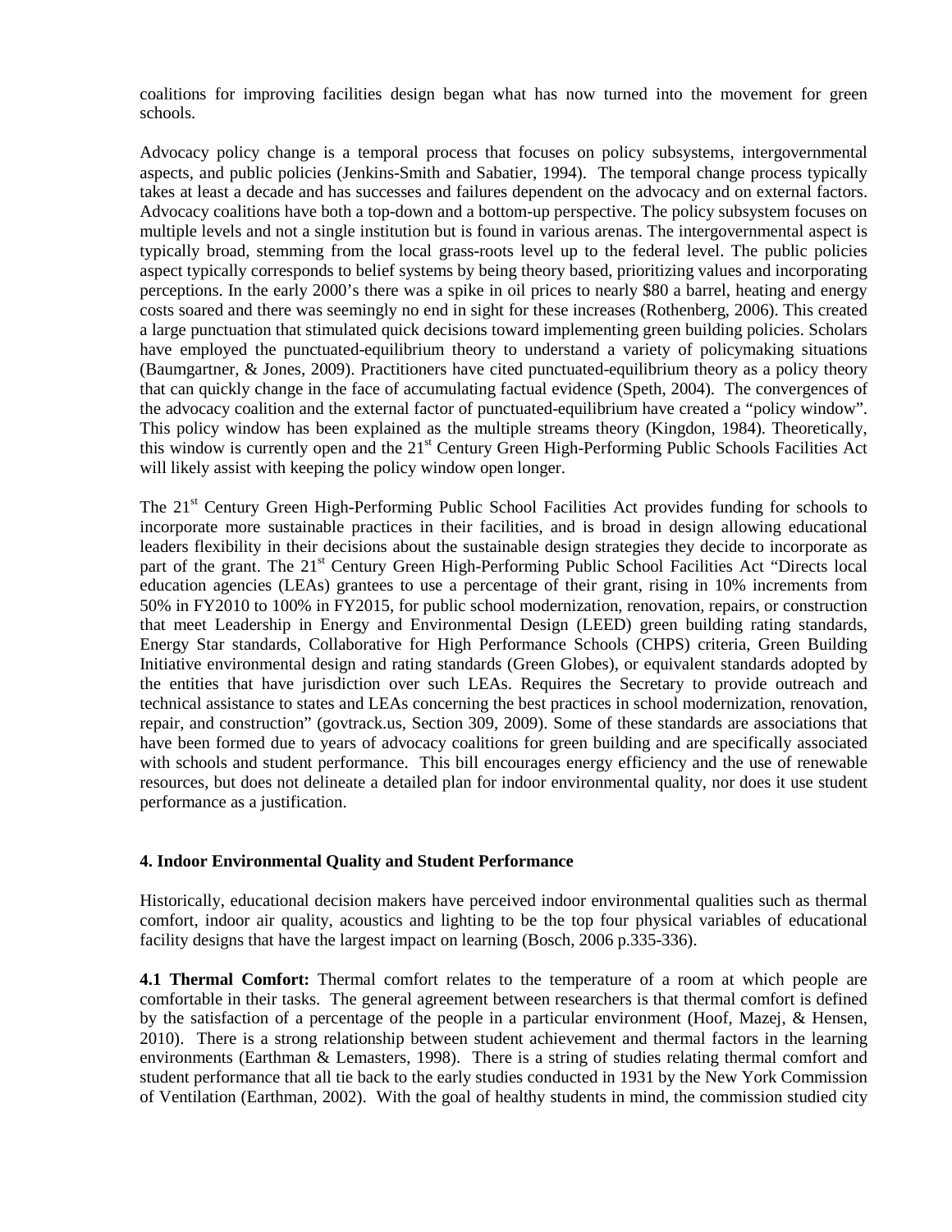coalitions for improving facilities design began what has now turned into the movement for green schools.

Advocacy policy change is a temporal process that focuses on policy subsystems, intergovernmental aspects, and public policies (Jenkins-Smith and Sabatier, 1994). The temporal change process typically takes at least a decade and has successes and failures dependent on the advocacy and on external factors. Advocacy coalitions have both a top-down and a bottom-up perspective. The policy subsystem focuses on multiple levels and not a single institution but is found in various arenas. The intergovernmental aspect is typically broad, stemming from the local grass-roots level up to the federal level. The public policies aspect typically corresponds to belief systems by being theory based, prioritizing values and incorporating perceptions. In the early 2000's there was a spike in oil prices to nearly $80 a barrel, heating and energy costs soared and there was seemingly no end in sight for these increases (Rothenberg, 2006). This created a large punctuation that stimulated quick decisions toward implementing green building policies. Scholars have employed the punctuated-equilibrium theory to understand a variety of policymaking situations (Baumgartner, & Jones, 2009). Practitioners have cited punctuated-equilibrium theory as a policy theory that can quickly change in the face of accumulating factual evidence (Speth, 2004). The convergences of the advocacy coalition and the external factor of punctuated-equilibrium have created a "policy window". This policy window has been explained as the multiple streams theory (Kingdon, 1984). Theoretically, this window is currently open and the 21st Century Green High-Performing Public Schools Facilities Act will likely assist with keeping the policy window open longer.

The 21st Century Green High-Performing Public School Facilities Act provides funding for schools to incorporate more sustainable practices in their facilities, and is broad in design allowing educational leaders flexibility in their decisions about the sustainable design strategies they decide to incorporate as part of the grant. The 21st Century Green High-Performing Public School Facilities Act "Directs local education agencies (LEAs) grantees to use a percentage of their grant, rising in 10% increments from 50% in FY2010 to 100% in FY2015, for public school modernization, renovation, repairs, or construction that meet Leadership in Energy and Environmental Design (LEED) green building rating standards, Energy Star standards, Collaborative for High Performance Schools (CHPS) criteria, Green Building Initiative environmental design and rating standards (Green Globes), or equivalent standards adopted by the entities that have jurisdiction over such LEAs. Requires the Secretary to provide outreach and technical assistance to states and LEAs concerning the best practices in school modernization, renovation, repair, and construction" (govtrack.us, Section 309, 2009). Some of these standards are associations that have been formed due to years of advocacy coalitions for green building and are specifically associated with schools and student performance. This bill encourages energy efficiency and the use of renewable resources, but does not delineate a detailed plan for indoor environmental quality, nor does it use student performance as a justification.

## 4. Indoor Environmental Quality and Student Performance

Historically, educational decision makers have perceived indoor environmental qualities such as thermal comfort, indoor air quality, acoustics and lighting to be the top four physical variables of educational facility designs that have the largest impact on learning (Bosch, 2006 p.335-336).

**4.1 Thermal Comfort:** Thermal comfort relates to the temperature of a room at which people are comfortable in their tasks. The general agreement between researchers is that thermal comfort is defined by the satisfaction of a percentage of the people in a particular environment (Hoof, Mazej, & Hensen, 2010). There is a strong relationship between student achievement and thermal factors in the learning environments (Earthman & Lemasters, 1998). There is a string of studies relating thermal comfort and student performance that all tie back to the early studies conducted in 1931 by the New York Commission of Ventilation (Earthman, 2002). With the goal of healthy students in mind, the commission studied city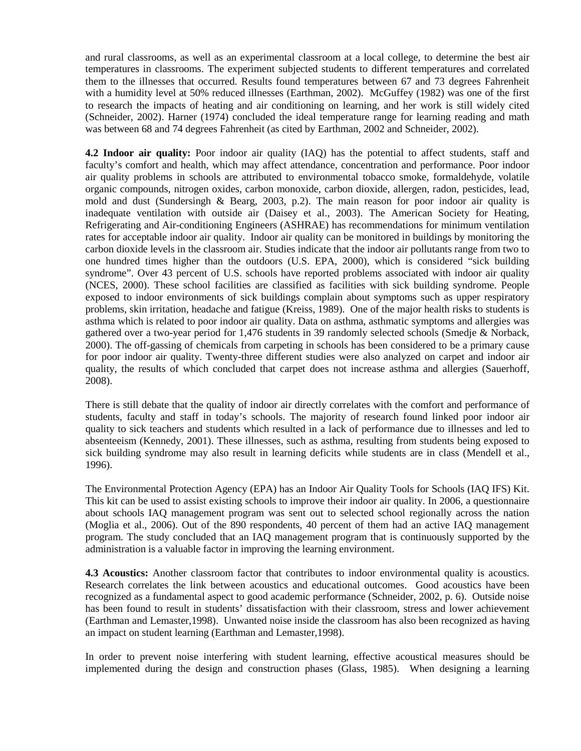and rural classrooms, as well as an experimental classroom at a local college, to determine the best air temperatures in classrooms. The experiment subjected students to different temperatures and correlated them to the illnesses that occurred. Results found temperatures between 67 and 73 degrees Fahrenheit with a humidity level at 50% reduced illnesses (Earthman, 2002). McGuffey (1982) was one of the first to research the impacts of heating and air conditioning on learning, and her work is still widely cited (Schneider, 2002). Harner (1974) concluded the ideal temperature range for learning reading and math was between 68 and 74 degrees Fahrenheit (as cited by Earthman, 2002 and Schneider, 2002).

**4.2 Indoor air quality:** Poor indoor air quality (IAQ) has the potential to affect students, staff and faculty's comfort and health, which may affect attendance, concentration and performance. Poor indoor air quality problems in schools are attributed to environmental tobacco smoke, formaldehyde, volatile organic compounds, nitrogen oxides, carbon monoxide, carbon dioxide, allergen, radon, pesticides, lead, mold and dust (Sundersingh & Bearg, 2003, p.2). The main reason for poor indoor air quality is inadequate ventilation with outside air (Daisey et al., 2003). The American Society for Heating, Refrigerating and Air-conditioning Engineers (ASHRAE) has recommendations for minimum ventilation rates for acceptable indoor air quality. Indoor air quality can be monitored in buildings by monitoring the carbon dioxide levels in the classroom air. Studies indicate that the indoor air pollutants range from two to one hundred times higher than the outdoors (U.S. EPA, 2000), which is considered "sick building syndrome". Over 43 percent of U.S. schools have reported problems associated with indoor air quality (NCES, 2000). These school facilities are classified as facilities with sick building syndrome. People exposed to indoor environments of sick buildings complain about symptoms such as upper respiratory problems, skin irritation, headache and fatigue (Kreiss, 1989). One of the major health risks to students is asthma which is related to poor indoor air quality. Data on asthma, asthmatic symptoms and allergies was gathered over a two-year period for 1,476 students in 39 randomly selected schools (Smedje & Norback, 2000). The off-gassing of chemicals from carpeting in schools has been considered to be a primary cause for poor indoor air quality. Twenty-three different studies were also analyzed on carpet and indoor air quality, the results of which concluded that carpet does not increase asthma and allergies (Sauerhoff, 2008).

There is still debate that the quality of indoor air directly correlates with the comfort and performance of students, faculty and staff in today's schools. The majority of research found linked poor indoor air quality to sick teachers and students which resulted in a lack of performance due to illnesses and led to absenteeism (Kennedy, 2001). These illnesses, such as asthma, resulting from students being exposed to sick building syndrome may also result in learning deficits while students are in class (Mendell et al., 1996).

The Environmental Protection Agency (EPA) has an Indoor Air Quality Tools for Schools (IAQ IFS) Kit. This kit can be used to assist existing schools to improve their indoor air quality. In 2006, a questionnaire about schools IAQ management program was sent out to selected school regionally across the nation (Moglia et al., 2006). Out of the 890 respondents, 40 percent of them had an active IAQ management program. The study concluded that an IAQ management program that is continuously supported by the administration is a valuable factor in improving the learning environment.

**4.3 Acoustics:** Another classroom factor that contributes to indoor environmental quality is acoustics. Research correlates the link between acoustics and educational outcomes. Good acoustics have been recognized as a fundamental aspect to good academic performance (Schneider, 2002, p. 6). Outside noise has been found to result in students' dissatisfaction with their classroom, stress and lower achievement (Earthman and Lemaster,1998). Unwanted noise inside the classroom has also been recognized as having an impact on student learning (Earthman and Lemaster,1998).

In order to prevent noise interfering with student learning, effective acoustical measures should be implemented during the design and construction phases (Glass, 1985). When designing a learning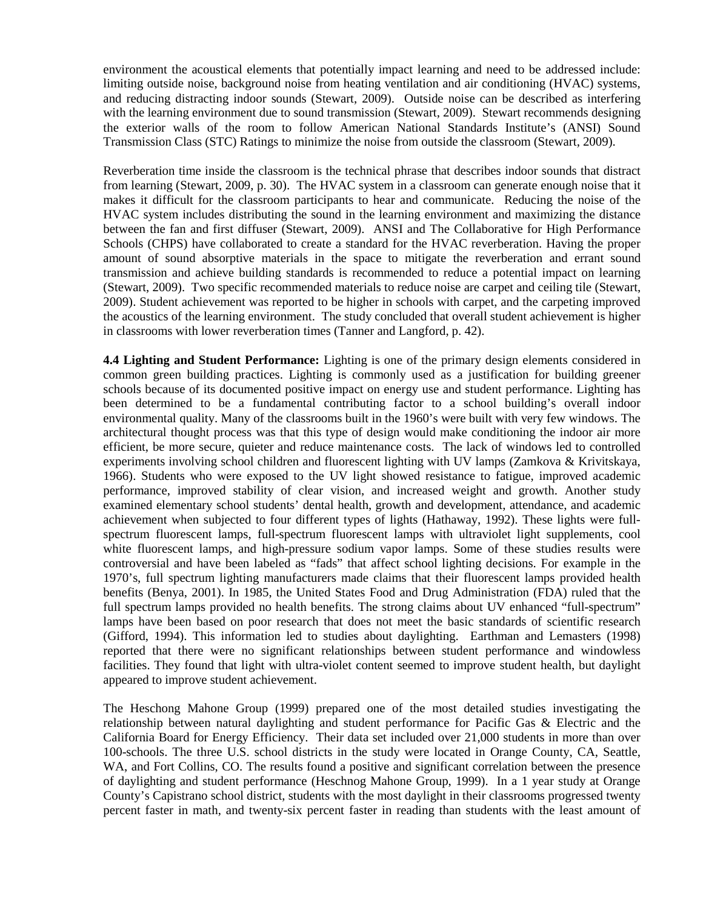environment the acoustical elements that potentially impact learning and need to be addressed include: limiting outside noise, background noise from heating ventilation and air conditioning (HVAC) systems, and reducing distracting indoor sounds (Stewart, 2009). Outside noise can be described as interfering with the learning environment due to sound transmission (Stewart, 2009). Stewart recommends designing the exterior walls of the room to follow American National Standards Institute's (ANSI) Sound Transmission Class (STC) Ratings to minimize the noise from outside the classroom (Stewart, 2009).

Reverberation time inside the classroom is the technical phrase that describes indoor sounds that distract from learning (Stewart, 2009, p. 30). The HVAC system in a classroom can generate enough noise that it makes it difficult for the classroom participants to hear and communicate. Reducing the noise of the HVAC system includes distributing the sound in the learning environment and maximizing the distance between the fan and first diffuser (Stewart, 2009). ANSI and The Collaborative for High Performance Schools (CHPS) have collaborated to create a standard for the HVAC reverberation. Having the proper amount of sound absorptive materials in the space to mitigate the reverberation and errant sound transmission and achieve building standards is recommended to reduce a potential impact on learning (Stewart, 2009). Two specific recommended materials to reduce noise are carpet and ceiling tile (Stewart, 2009). Student achievement was reported to be higher in schools with carpet, and the carpeting improved the acoustics of the learning environment. The study concluded that overall student achievement is higher in classrooms with lower reverberation times (Tanner and Langford, p. 42).

**4.4 Lighting and Student Performance:** Lighting is one of the primary design elements considered in common green building practices. Lighting is commonly used as a justification for building greener schools because of its documented positive impact on energy use and student performance. Lighting has been determined to be a fundamental contributing factor to a school building's overall indoor environmental quality. Many of the classrooms built in the 1960's were built with very few windows. The architectural thought process was that this type of design would make conditioning the indoor air more efficient, be more secure, quieter and reduce maintenance costs. The lack of windows led to controlled experiments involving school children and fluorescent lighting with UV lamps (Zamkova & Krivitskaya, 1966). Students who were exposed to the UV light showed resistance to fatigue, improved academic performance, improved stability of clear vision, and increased weight and growth. Another study examined elementary school students' dental health, growth and development, attendance, and academic achievement when subjected to four different types of lights (Hathaway, 1992). These lights were full-spectrum fluorescent lamps, full-spectrum fluorescent lamps with ultraviolet light supplements, cool white fluorescent lamps, and high-pressure sodium vapor lamps. Some of these studies results were controversial and have been labeled as "fads" that affect school lighting decisions. For example in the 1970's, full spectrum lighting manufacturers made claims that their fluorescent lamps provided health benefits (Benya, 2001). In 1985, the United States Food and Drug Administration (FDA) ruled that the full spectrum lamps provided no health benefits. The strong claims about UV enhanced "full-spectrum" lamps have been based on poor research that does not meet the basic standards of scientific research (Gifford, 1994). This information led to studies about daylighting. Earthman and Lemasters (1998) reported that there were no significant relationships between student performance and windowless facilities. They found that light with ultra-violet content seemed to improve student health, but daylight appeared to improve student achievement.

The Heschong Mahone Group (1999) prepared one of the most detailed studies investigating the relationship between natural daylighting and student performance for Pacific Gas & Electric and the California Board for Energy Efficiency. Their data set included over 21,000 students in more than over 100-schools. The three U.S. school districts in the study were located in Orange County, CA, Seattle, WA, and Fort Collins, CO. The results found a positive and significant correlation between the presence of daylighting and student performance (Heschnog Mahone Group, 1999). In a 1 year study at Orange County's Capistrano school district, students with the most daylight in their classrooms progressed twenty percent faster in math, and twenty-six percent faster in reading than students with the least amount of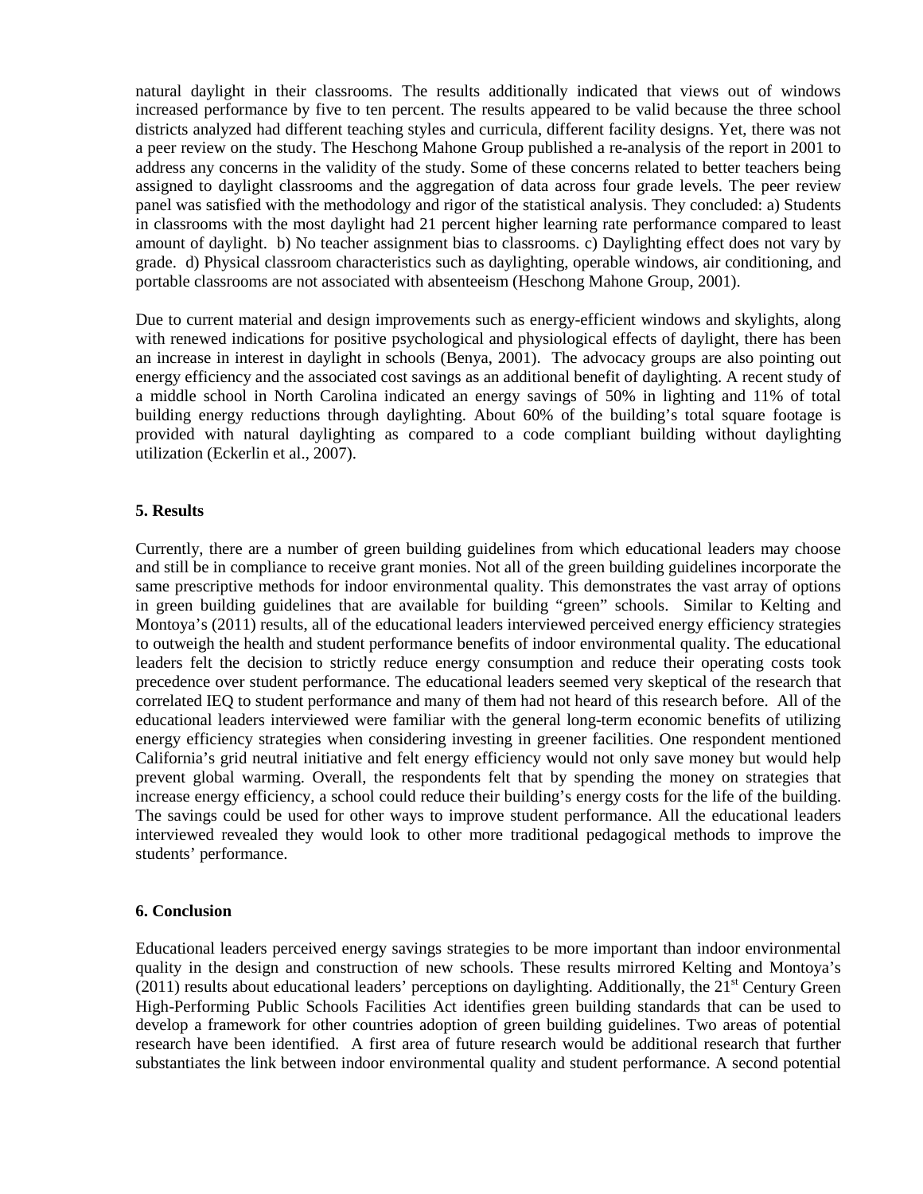natural daylight in their classrooms. The results additionally indicated that views out of windows increased performance by five to ten percent. The results appeared to be valid because the three school districts analyzed had different teaching styles and curricula, different facility designs. Yet, there was not a peer review on the study. The Heschong Mahone Group published a re-analysis of the report in 2001 to address any concerns in the validity of the study. Some of these concerns related to better teachers being assigned to daylight classrooms and the aggregation of data across four grade levels. The peer review panel was satisfied with the methodology and rigor of the statistical analysis. They concluded: a) Students in classrooms with the most daylight had 21 percent higher learning rate performance compared to least amount of daylight. b) No teacher assignment bias to classrooms. c) Daylighting effect does not vary by grade. d) Physical classroom characteristics such as daylighting, operable windows, air conditioning, and portable classrooms are not associated with absenteeism (Heschong Mahone Group, 2001).

Due to current material and design improvements such as energy-efficient windows and skylights, along with renewed indications for positive psychological and physiological effects of daylight, there has been an increase in interest in daylight in schools (Benya, 2001). The advocacy groups are also pointing out energy efficiency and the associated cost savings as an additional benefit of daylighting. A recent study of a middle school in North Carolina indicated an energy savings of 50% in lighting and 11% of total building energy reductions through daylighting. About 60% of the building's total square footage is provided with natural daylighting as compared to a code compliant building without daylighting utilization (Eckerlin et al., 2007).

## 5. Results

Currently, there are a number of green building guidelines from which educational leaders may choose and still be in compliance to receive grant monies. Not all of the green building guidelines incorporate the same prescriptive methods for indoor environmental quality. This demonstrates the vast array of options in green building guidelines that are available for building "green" schools. Similar to Kelting and Montoya's (2011) results, all of the educational leaders interviewed perceived energy efficiency strategies to outweigh the health and student performance benefits of indoor environmental quality. The educational leaders felt the decision to strictly reduce energy consumption and reduce their operating costs took precedence over student performance. The educational leaders seemed very skeptical of the research that correlated IEQ to student performance and many of them had not heard of this research before. All of the educational leaders interviewed were familiar with the general long-term economic benefits of utilizing energy efficiency strategies when considering investing in greener facilities. One respondent mentioned California's grid neutral initiative and felt energy efficiency would not only save money but would help prevent global warming. Overall, the respondents felt that by spending the money on strategies that increase energy efficiency, a school could reduce their building's energy costs for the life of the building. The savings could be used for other ways to improve student performance. All the educational leaders interviewed revealed they would look to other more traditional pedagogical methods to improve the students' performance.

## 6. Conclusion

Educational leaders perceived energy savings strategies to be more important than indoor environmental quality in the design and construction of new schools. These results mirrored Kelting and Montoya's (2011) results about educational leaders' perceptions on daylighting. Additionally, the 21st Century Green High-Performing Public Schools Facilities Act identifies green building standards that can be used to develop a framework for other countries adoption of green building guidelines. Two areas of potential research have been identified. A first area of future research would be additional research that further substantiates the link between indoor environmental quality and student performance. A second potential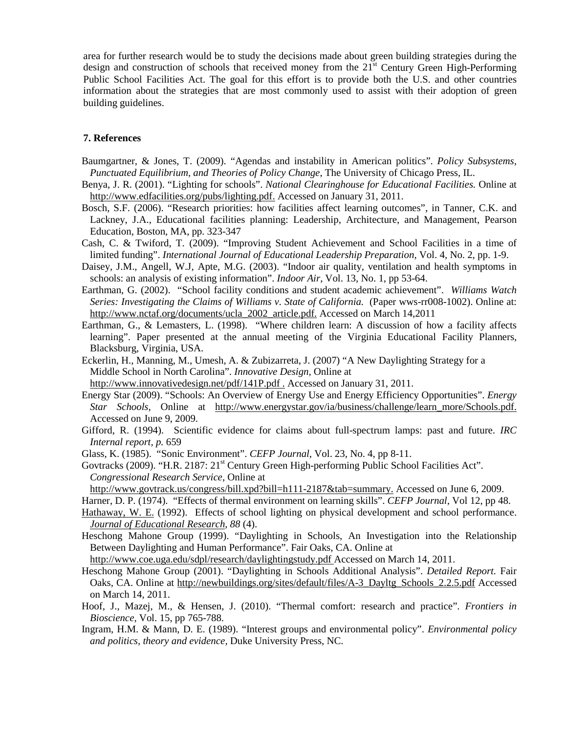area for further research would be to study the decisions made about green building strategies during the design and construction of schools that received money from the 21st Century Green High-Performing Public School Facilities Act. The goal for this effort is to provide both the U.S. and other countries information about the strategies that are most commonly used to assist with their adoption of green building guidelines.

## 7. References

Baumgartner, & Jones, T. (2009). "Agendas and instability in American politics". *Policy Subsystems, Punctuated Equilibrium, and Theories of Policy Change*, The University of Chicago Press, IL.

Benya, J. R. (2001). "Lighting for schools". *National Clearinghouse for Educational Facilities.* Online at http://www.edfacilities.org/pubs/lighting.pdf. Accessed on January 31, 2011.

Bosch, S.F. (2006). "Research priorities: how facilities affect learning outcomes", in Tanner, C.K. and Lackney, J.A., Educational facilities planning: Leadership, Architecture, and Management, Pearson Education, Boston, MA, pp. 323-347

Cash, C. & Twiford, T. (2009). "Improving Student Achievement and School Facilities in a time of limited funding". *International Journal of Educational Leadership Preparation*, Vol. 4, No. 2, pp. 1-9.

Daisey, J.M., Angell, W.J, Apte, M.G. (2003). "Indoor air quality, ventilation and health symptoms in schools: an analysis of existing information". *Indoor Air*, Vol. 13, No. 1, pp 53-64.

Earthman, G. (2002). "School facility conditions and student academic achievement". *Williams Watch Series: Investigating the Claims of Williams v. State of California.* (Paper wws-rr008-1002). Online at: http://www.nctaf.org/documents/ucla_2002_article.pdf. Accessed on March 14,2011

Earthman, G., & Lemasters, L. (1998). "Where children learn: A discussion of how a facility affects learning". Paper presented at the annual meeting of the Virginia Educational Facility Planners, Blacksburg, Virginia, USA.

Eckerlin, H., Manning, M., Umesh, A. & Zubizarreta, J. (2007) "A New Daylighting Strategy for a Middle School in North Carolina". *Innovative Design*, Online at http://www.innovativedesign.net/pdf/141P.pdf . Accessed on January 31, 2011.

Energy Star (2009). "Schools: An Overview of Energy Use and Energy Efficiency Opportunities". *Energy Star Schools*, Online at http://www.energystar.gov/ia/business/challenge/learn_more/Schools.pdf. Accessed on June 9, 2009.

Gifford, R. (1994). Scientific evidence for claims about full-spectrum lamps: past and future. *IRC Internal report, p.* 659

Glass, K. (1985). "Sonic Environment". *CEFP Journal*, Vol. 23, No. 4, pp 8-11.

Govtracks (2009). "H.R. 2187: 21st Century Green High-performing Public School Facilities Act". *Congressional Research Service*, Online at http://www.govtrack.us/congress/bill.xpd?bill=h111-2187&tab=summary. Accessed on June 6, 2009.

Harner, D. P. (1974). "Effects of thermal environment on learning skills". *CEFP Journal*, Vol 12, pp 48.

Hathaway, W. E. (1992). Effects of school lighting on physical development and school performance. *Journal of Educational Research, 88* (4).

Heschong Mahone Group (1999). "Daylighting in Schools, An Investigation into the Relationship Between Daylighting and Human Performance". Fair Oaks, CA. Online at http://www.coe.uga.edu/sdpl/research/daylightingstudy.pdf Accessed on March 14, 2011.

Heschong Mahone Group (2001). "Daylighting in Schools Additional Analysis". *Detailed Report.* Fair Oaks, CA. Online at http://newbuildings.org/sites/default/files/A-3_Dayltg_Schools_2.2.5.pdf Accessed on March 14, 2011.

Hoof, J., Mazej, M., & Hensen, J. (2010). "Thermal comfort: research and practice". *Frontiers in Bioscience*, Vol. 15, pp 765-788.

Ingram, H.M. & Mann, D. E. (1989). "Interest groups and environmental policy". *Environmental policy and politics, theory and evidence*, Duke University Press, NC.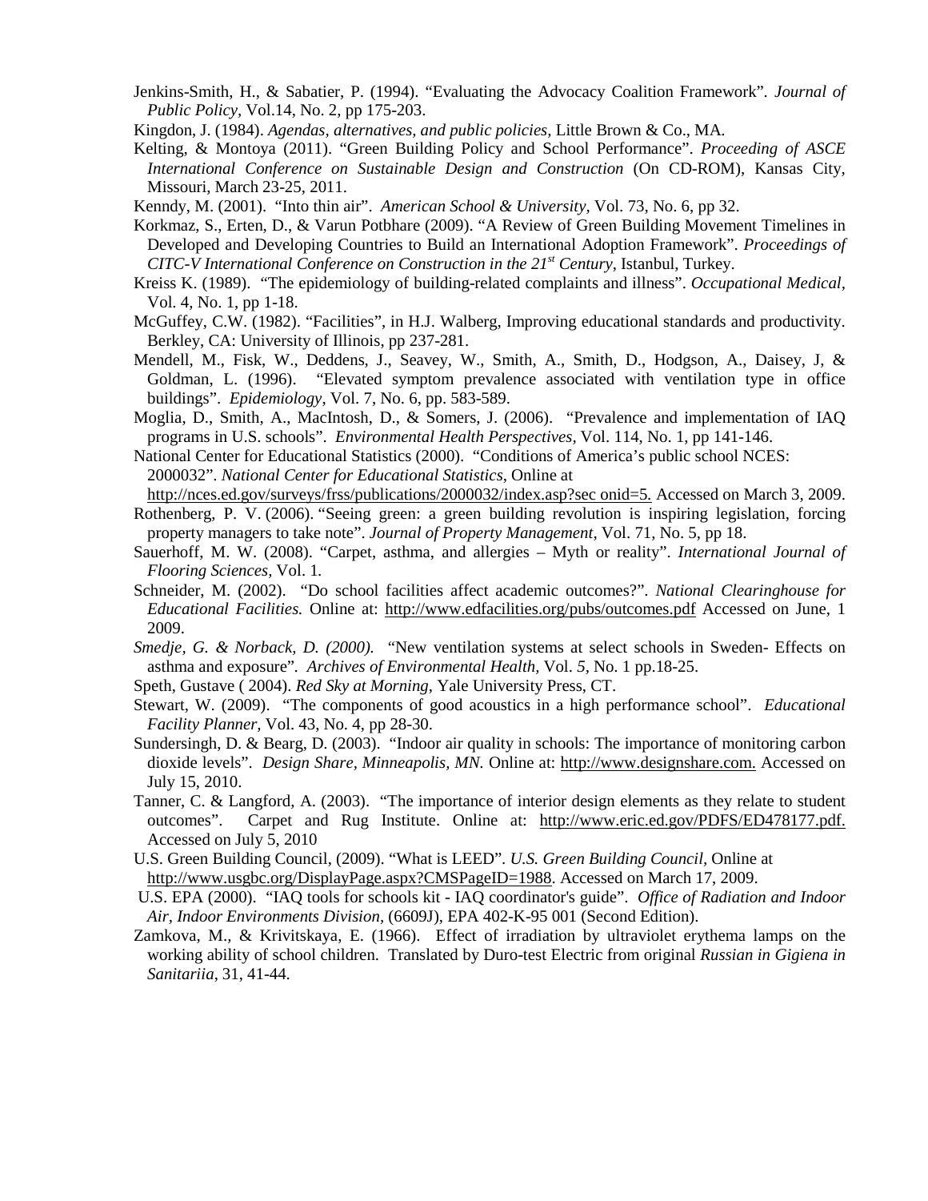Jenkins-Smith, H., & Sabatier, P. (1994). "Evaluating the Advocacy Coalition Framework". *Journal of Public Policy,* Vol.14, No. 2, pp 175-203.

Kingdon, J. (1984). *Agendas, alternatives, and public policies*, Little Brown & Co., MA.

Kelting, & Montoya (2011). "Green Building Policy and School Performance". *Proceeding of ASCE International Conference on Sustainable Design and Construction* (On CD-ROM), Kansas City, Missouri, March 23-25, 2011.

Kenndy, M. (2001). "Into thin air". *American School & University,* Vol. 73, No. 6, pp 32.

Korkmaz, S., Erten, D., & Varun Potbhare (2009). "A Review of Green Building Movement Timelines in Developed and Developing Countries to Build an International Adoption Framework". *Proceedings of CITC-V International Conference on Construction in the 21st Century*, Istanbul, Turkey.

Kreiss K. (1989). "The epidemiology of building-related complaints and illness". *Occupational Medical,* Vol. 4, No. 1, pp 1-18.

McGuffey, C.W. (1982). "Facilities", in H.J. Walberg, Improving educational standards and productivity. Berkley, CA: University of Illinois, pp 237-281.

Mendell, M., Fisk, W., Deddens, J., Seavey, W., Smith, A., Smith, D., Hodgson, A., Daisey, J, & Goldman, L. (1996). "Elevated symptom prevalence associated with ventilation type in office buildings". *Epidemiology,* Vol. 7, No. 6, pp. 583-589.

Moglia, D., Smith, A., MacIntosh, D., & Somers, J. (2006). "Prevalence and implementation of IAQ programs in U.S. schools". *Environmental Health Perspectives,* Vol. 114, No. 1, pp 141-146.

National Center for Educational Statistics (2000). "Conditions of America's public school NCES: 2000032". *National Center for Educational Statistics*, Online at http://nces.ed.gov/surveys/frss/publications/2000032/index.asp?sec onid=5. Accessed on March 3, 2009.

Rothenberg, P. V. (2006). "Seeing green: a green building revolution is inspiring legislation, forcing property managers to take note". *Journal of Property Management*, Vol. 71, No. 5, pp 18.

Sauerhoff, M. W. (2008). "Carpet, asthma, and allergies – Myth or reality". *International Journal of Flooring Sciences,* Vol. 1.

Schneider, M. (2002). "Do school facilities affect academic outcomes?". *National Clearinghouse for Educational Facilities.* Online at: http://www.edfacilities.org/pubs/outcomes.pdf Accessed on June, 1 2009.

*Smedje, G. & Norback, D. (2000).* "New ventilation systems at select schools in Sweden- Effects on asthma and exposure"*. Archives of Environmental Health,* Vol. *5,* No. 1 pp.18-25.

Speth, Gustave ( 2004). *Red Sky at Morning*, Yale University Press, CT.

Stewart, W. (2009). "The components of good acoustics in a high performance school". *Educational Facility Planner,* Vol. 43, No. 4, pp 28-30.

Sundersingh, D. & Bearg, D. (2003). "Indoor air quality in schools: The importance of monitoring carbon dioxide levels". *Design Share, Minneapolis, MN.* Online at: http://www.designshare.com. Accessed on July 15, 2010.

Tanner, C. & Langford, A. (2003). "The importance of interior design elements as they relate to student outcomes". Carpet and Rug Institute. Online at: http://www.eric.ed.gov/PDFS/ED478177.pdf. Accessed on July 5, 2010

U.S. Green Building Council, (2009). "What is LEED". *U.S. Green Building Council,* Online at http://www.usgbc.org/DisplayPage.aspx?CMSPageID=1988. Accessed on March 17, 2009.

U.S. EPA (2000). "IAQ tools for schools kit - IAQ coordinator's guide". *Office of Radiation and Indoor Air, Indoor Environments Division,* (6609J), EPA 402-K-95 001 (Second Edition).

Zamkova, M., & Krivitskaya, E. (1966). Effect of irradiation by ultraviolet erythema lamps on the working ability of school children. Translated by Duro-test Electric from original *Russian in Gigiena in Sanitariia*, 31, 41-44.